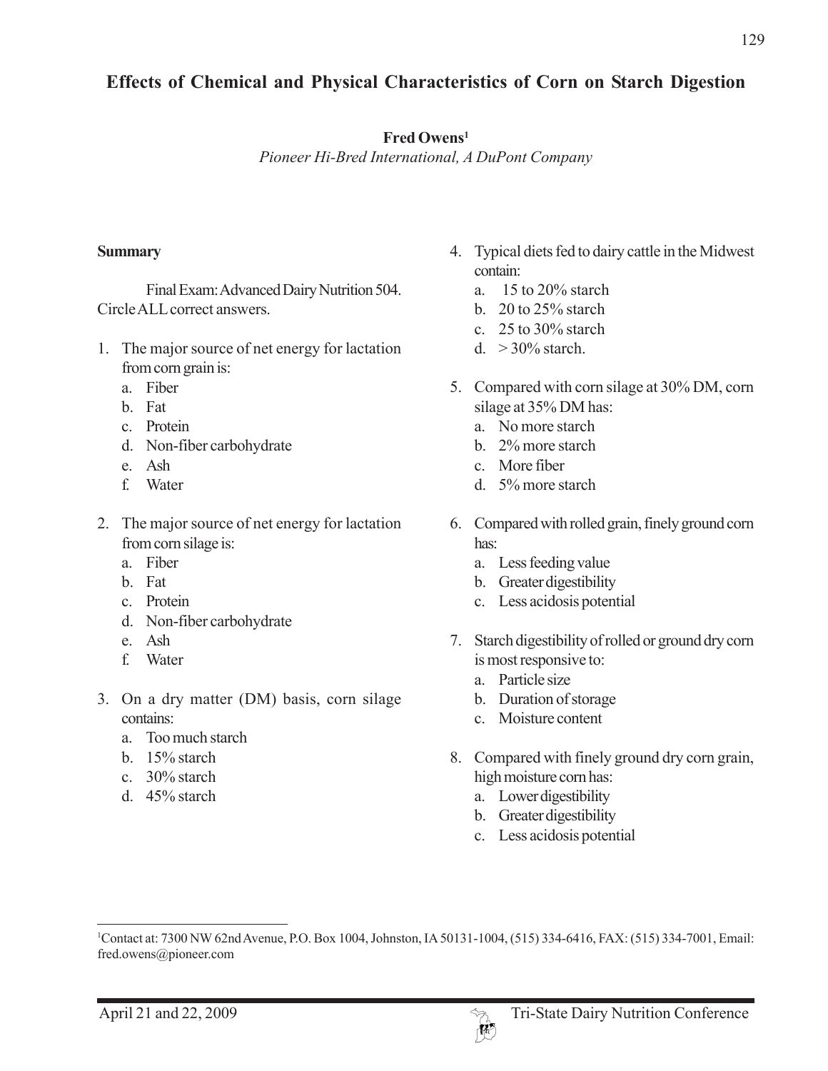# Effects of Chemical and Physical Characteristics of Corn on Starch Digestion

**Fred Owens**[1]

*Pioneer Hi-Bred International, A DuPont Company*

## Summary

Final Exam: Advanced Dairy Nutrition 504. Circle ALL correct answers.

1. The major source of net energy for lactation from corn grain is:
   a. Fiber
   b. Fat
   c. Protein
   d. Non-fiber carbohydrate
   e. Ash
   f. Water

2. The major source of net energy for lactation from corn silage is:
   a. Fiber
   b. Fat
   c. Protein
   d. Non-fiber carbohydrate
   e. Ash
   f. Water

3. On a dry matter (DM) basis, corn silage contains:
   a. Too much starch
   b. 15% starch
   c. 30% starch
   d. 45% starch

4. Typical diets fed to dairy cattle in the Midwest contain:
   a. 15 to 20% starch
   b. 20 to 25% starch
   c. 25 to 30% starch
   d. > 30% starch.

5. Compared with corn silage at 30% DM, corn silage at 35% DM has:
   a. No more starch
   b. 2% more starch
   c. More fiber
   d. 5% more starch

6. Compared with rolled grain, finely ground corn has:
   a. Less feeding value
   b. Greater digestibility
   c. Less acidosis potential

7. Starch digestibility of rolled or ground dry corn is most responsive to:
   a. Particle size
   b. Duration of storage
   c. Moisture content

8. Compared with finely ground dry corn grain, high moisture corn has:
   a. Lower digestibility
   b. Greater digestibility
   c. Less acidosis potential

[1]Contact at: 7300 NW 62nd Avenue, P.O. Box 1004, Johnston, IA 50131-1004, (515) 334-6416, FAX: (515) 334-7001, Email: fred.owens@pioneer.com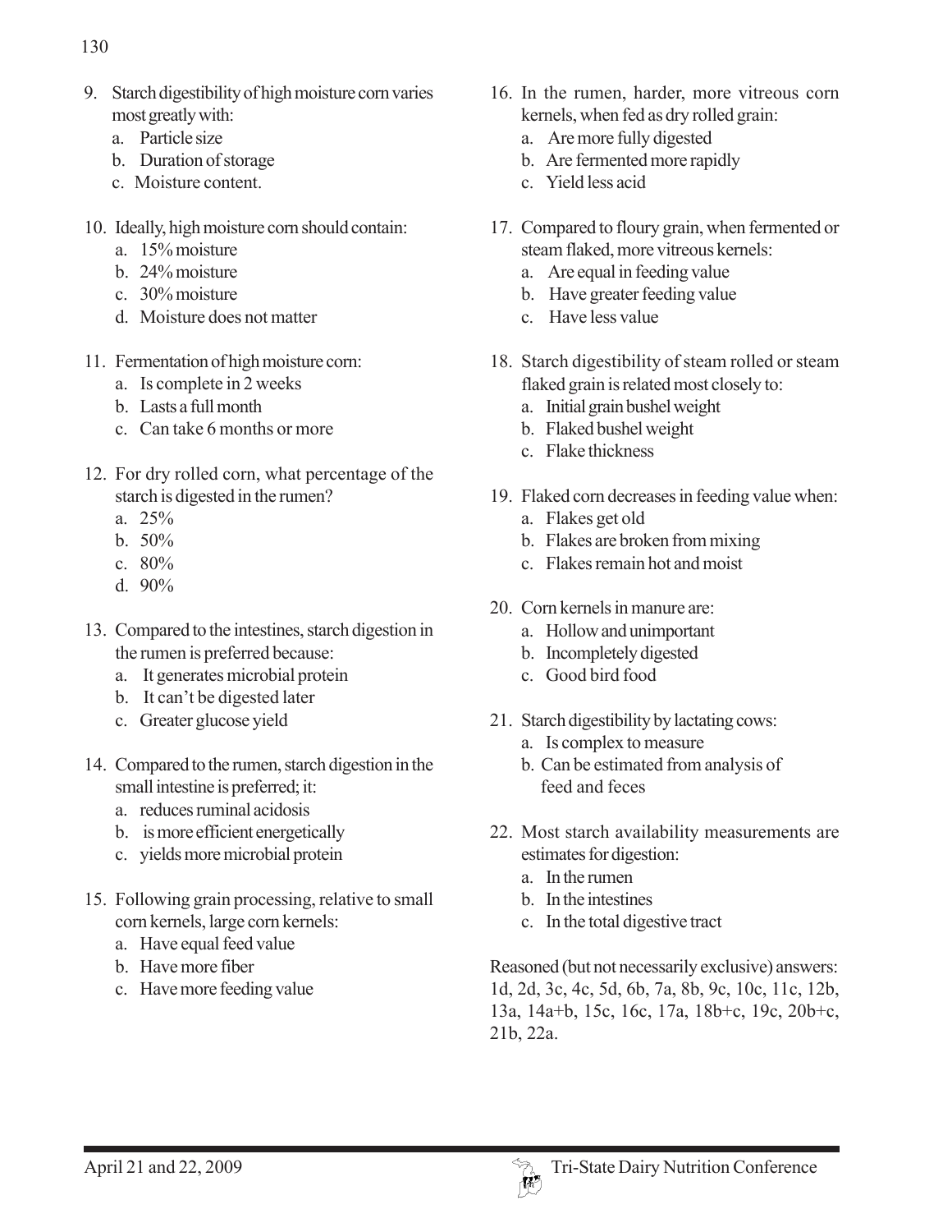9. Starch digestibility of high moisture corn varies most greatly with:
   a. Particle size
   b. Duration of storage
   c. Moisture content.

10. Ideally, high moisture corn should contain:
    a. 15% moisture
    b. 24% moisture
    c. 30% moisture
    d. Moisture does not matter

11. Fermentation of high moisture corn:
    a. Is complete in 2 weeks
    b. Lasts a full month
    c. Can take 6 months or more

12. For dry rolled corn, what percentage of the starch is digested in the rumen?
    a. 25%
    b. 50%
    c. 80%
    d. 90%

13. Compared to the intestines, starch digestion in the rumen is preferred because:
    a. It generates microbial protein
    b. It can't be digested later
    c. Greater glucose yield

14. Compared to the rumen, starch digestion in the small intestine is preferred; it:
    a. reduces ruminal acidosis
    b. is more efficient energetically
    c. yields more microbial protein

15. Following grain processing, relative to small corn kernels, large corn kernels:
    a. Have equal feed value
    b. Have more fiber
    c. Have more feeding value

16. In the rumen, harder, more vitreous corn kernels, when fed as dry rolled grain:
    a. Are more fully digested
    b. Are fermented more rapidly
    c. Yield less acid

17. Compared to floury grain, when fermented or steam flaked, more vitreous kernels:
    a. Are equal in feeding value
    b. Have greater feeding value
    c. Have less value

18. Starch digestibility of steam rolled or steam flaked grain is related most closely to:
    a. Initial grain bushel weight
    b. Flaked bushel weight
    c. Flake thickness

19. Flaked corn decreases in feeding value when:
    a. Flakes get old
    b. Flakes are broken from mixing
    c. Flakes remain hot and moist

20. Corn kernels in manure are:
    a. Hollow and unimportant
    b. Incompletely digested
    c. Good bird food

21. Starch digestibility by lactating cows:
    a. Is complex to measure
    b. Can be estimated from analysis of feed and feces

22. Most starch availability measurements are estimates for digestion:
    a. In the rumen
    b. In the intestines
    c. In the total digestive tract

Reasoned (but not necessarily exclusive) answers: 1d, 2d, 3c, 4c, 5d, 6b, 7a, 8b, 9c, 10c, 11c, 12b, 13a, 14a+b, 15c, 16c, 17a, 18b+c, 19c, 20b+c, 21b, 22a.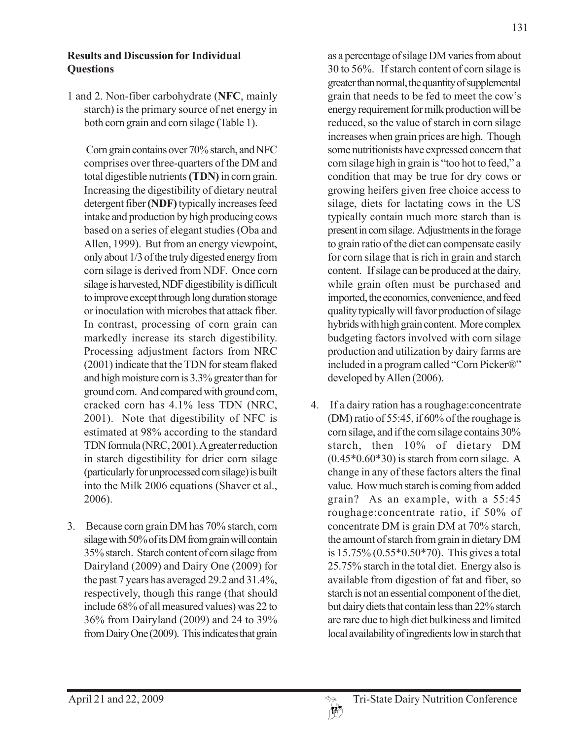**Results and Discussion for Individual Questions**

1 and 2. Non-fiber carbohydrate (**NFC**, mainly starch) is the primary source of net energy in both corn grain and corn silage (Table 1).

Corn grain contains over 70% starch, and NFC comprises over three-quarters of the DM and total digestible nutrients **(TDN)** in corn grain. Increasing the digestibility of dietary neutral detergent fiber **(NDF)** typically increases feed intake and production by high producing cows based on a series of elegant studies (Oba and Allen, 1999). But from an energy viewpoint, only about 1/3 of the truly digested energy from corn silage is derived from NDF. Once corn silage is harvested, NDF digestibility is difficult to improve except through long duration storage or inoculation with microbes that attack fiber. In contrast, processing of corn grain can markedly increase its starch digestibility. Processing adjustment factors from NRC (2001) indicate that the TDN for steam flaked and high moisture corn is 3.3% greater than for ground corn. And compared with ground corn, cracked corn has 4.1% less TDN (NRC, 2001). Note that digestibility of NFC is estimated at 98% according to the standard TDN formula (NRC, 2001). A greater reduction in starch digestibility for drier corn silage (particularly for unprocessed corn silage) is built into the Milk 2006 equations (Shaver et al., 2006).

3. Because corn grain DM has 70% starch, corn silage with 50% of its DM from grain will contain 35% starch. Starch content of corn silage from Dairyland (2009) and Dairy One (2009) for the past 7 years has averaged 29.2 and 31.4%, respectively, though this range (that should include 68% of all measured values) was 22 to 36% from Dairyland (2009) and 24 to 39% from Dairy One (2009). This indicates that grain as a percentage of silage DM varies from about 30 to 56%. If starch content of corn silage is greater than normal, the quantity of supplemental grain that needs to be fed to meet the cow's energy requirement for milk production will be reduced, so the value of starch in corn silage increases when grain prices are high. Though some nutritionists have expressed concern that corn silage high in grain is "too hot to feed," a condition that may be true for dry cows or growing heifers given free choice access to silage, diets for lactating cows in the US typically contain much more starch than is present in corn silage. Adjustments in the forage to grain ratio of the diet can compensate easily for corn silage that is rich in grain and starch content. If silage can be produced at the dairy, while grain often must be purchased and imported, the economics, convenience, and feed quality typically will favor production of silage hybrids with high grain content. More complex budgeting factors involved with corn silage production and utilization by dairy farms are included in a program called "Corn Picker®" developed by Allen (2006).

4. If a dairy ration has a roughage:concentrate (DM) ratio of 55:45, if 60% of the roughage is corn silage, and if the corn silage contains 30% starch, then 10% of dietary DM (0.45*0.60*30) is starch from corn silage. A change in any of these factors alters the final value. How much starch is coming from added grain? As an example, with a 55:45 roughage:concentrate ratio, if 50% of concentrate DM is grain DM at 70% starch, the amount of starch from grain in dietary DM is 15.75% (0.55*0.50*70). This gives a total 25.75% starch in the total diet. Energy also is available from digestion of fat and fiber, so starch is not an essential component of the diet, but dairy diets that contain less than 22% starch are rare due to high diet bulkiness and limited local availability of ingredients low in starch that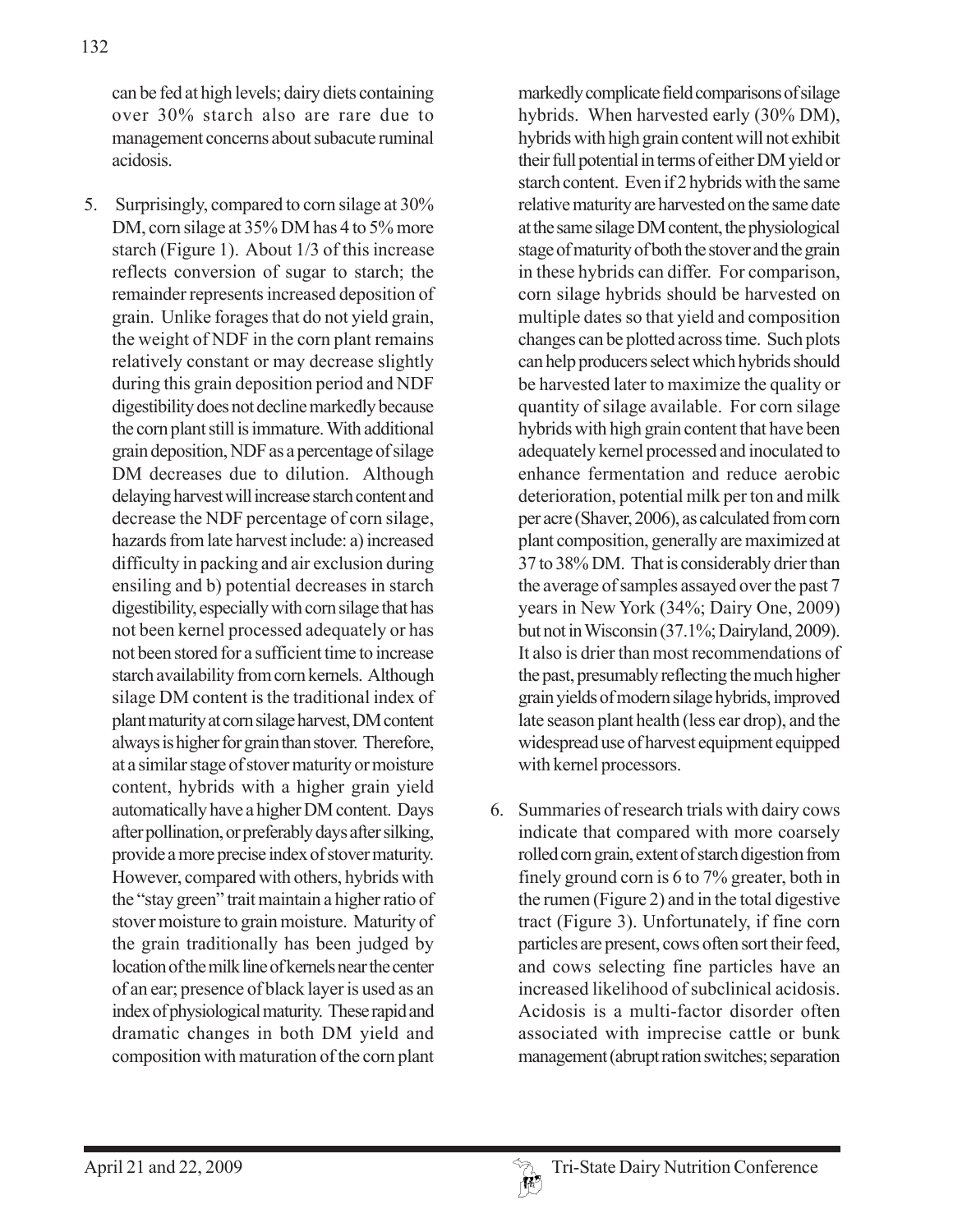can be fed at high levels; dairy diets containing over 30% starch also are rare due to management concerns about subacute ruminal acidosis.

5. Surprisingly, compared to corn silage at 30% DM, corn silage at 35% DM has 4 to 5% more starch (Figure 1). About 1/3 of this increase reflects conversion of sugar to starch; the remainder represents increased deposition of grain. Unlike forages that do not yield grain, the weight of NDF in the corn plant remains relatively constant or may decrease slightly during this grain deposition period and NDF digestibility does not decline markedly because the corn plant still is immature. With additional grain deposition, NDF as a percentage of silage DM decreases due to dilution. Although delaying harvest will increase starch content and decrease the NDF percentage of corn silage, hazards from late harvest include: a) increased difficulty in packing and air exclusion during ensiling and b) potential decreases in starch digestibility, especially with corn silage that has not been kernel processed adequately or has not been stored for a sufficient time to increase starch availability from corn kernels. Although silage DM content is the traditional index of plant maturity at corn silage harvest, DM content always is higher for grain than stover. Therefore, at a similar stage of stover maturity or moisture content, hybrids with a higher grain yield automatically have a higher DM content. Days after pollination, or preferably days after silking, provide a more precise index of stover maturity. However, compared with others, hybrids with the "stay green" trait maintain a higher ratio of stover moisture to grain moisture. Maturity of the grain traditionally has been judged by location of the milk line of kernels near the center of an ear; presence of black layer is used as an index of physiological maturity. These rapid and dramatic changes in both DM yield and composition with maturation of the corn plant markedly complicate field comparisons of silage hybrids. When harvested early (30% DM), hybrids with high grain content will not exhibit their full potential in terms of either DM yield or starch content. Even if 2 hybrids with the same relative maturity are harvested on the same date at the same silage DM content, the physiological stage of maturity of both the stover and the grain in these hybrids can differ. For comparison, corn silage hybrids should be harvested on multiple dates so that yield and composition changes can be plotted across time. Such plots can help producers select which hybrids should be harvested later to maximize the quality or quantity of silage available. For corn silage hybrids with high grain content that have been adequately kernel processed and inoculated to enhance fermentation and reduce aerobic deterioration, potential milk per ton and milk per acre (Shaver, 2006), as calculated from corn plant composition, generally are maximized at 37 to 38% DM. That is considerably drier than the average of samples assayed over the past 7 years in New York (34%; Dairy One, 2009) but not in Wisconsin (37.1%; Dairyland, 2009). It also is drier than most recommendations of the past, presumably reflecting the much higher grain yields of modern silage hybrids, improved late season plant health (less ear drop), and the widespread use of harvest equipment equipped with kernel processors.

6. Summaries of research trials with dairy cows indicate that compared with more coarsely rolled corn grain, extent of starch digestion from finely ground corn is 6 to 7% greater, both in the rumen (Figure 2) and in the total digestive tract (Figure 3). Unfortunately, if fine corn particles are present, cows often sort their feed, and cows selecting fine particles have an increased likelihood of subclinical acidosis. Acidosis is a multi-factor disorder often associated with imprecise cattle or bunk management (abrupt ration switches; separation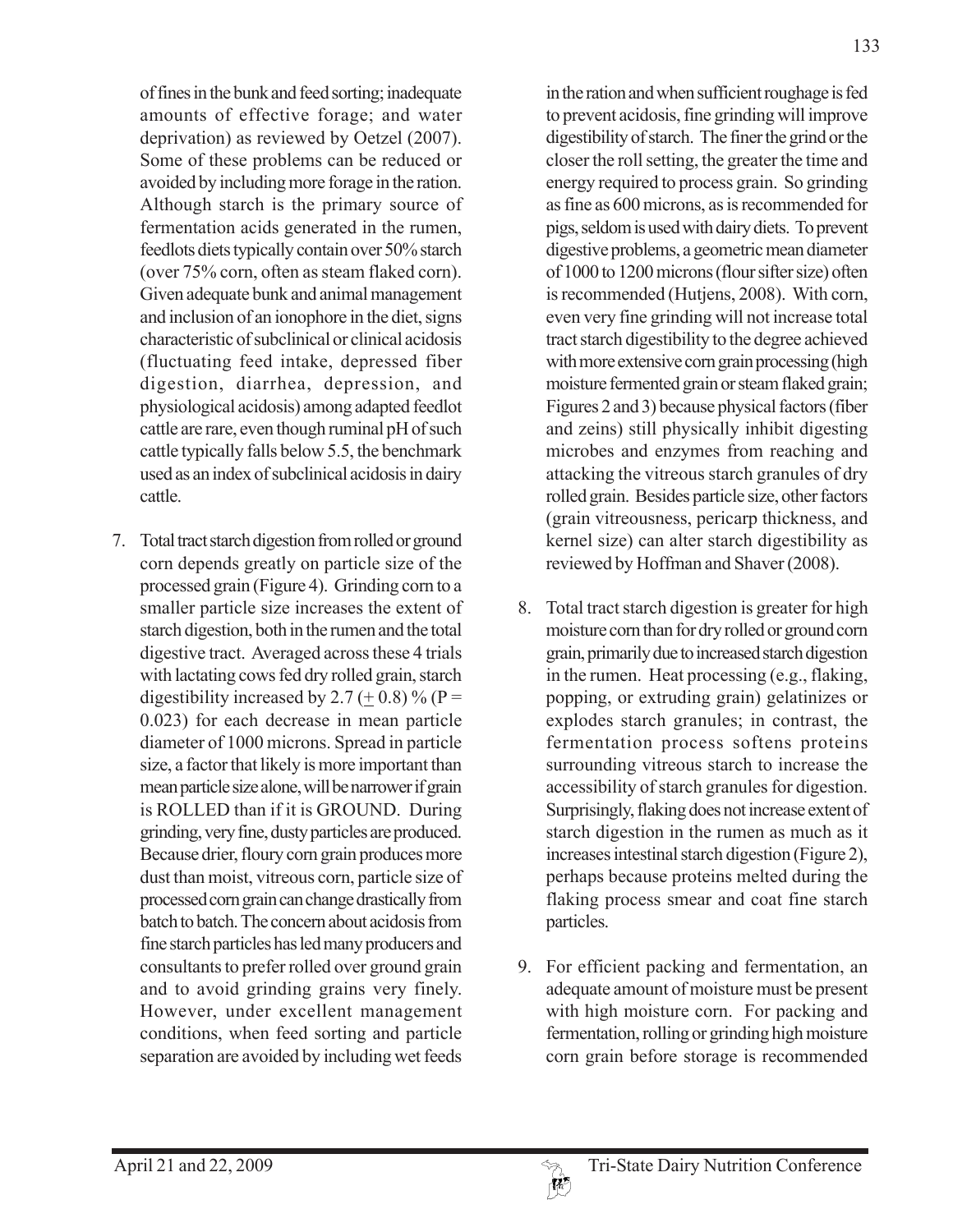of fines in the bunk and feed sorting; inadequate amounts of effective forage; and water deprivation) as reviewed by Oetzel (2007). Some of these problems can be reduced or avoided by including more forage in the ration. Although starch is the primary source of fermentation acids generated in the rumen, feedlots diets typically contain over 50% starch (over 75% corn, often as steam flaked corn). Given adequate bunk and animal management and inclusion of an ionophore in the diet, signs characteristic of subclinical or clinical acidosis (fluctuating feed intake, depressed fiber digestion, diarrhea, depression, and physiological acidosis) among adapted feedlot cattle are rare, even though ruminal pH of such cattle typically falls below 5.5, the benchmark used as an index of subclinical acidosis in dairy cattle.

7. Total tract starch digestion from rolled or ground corn depends greatly on particle size of the processed grain (Figure 4). Grinding corn to a smaller particle size increases the extent of starch digestion, both in the rumen and the total digestive tract. Averaged across these 4 trials with lactating cows fed dry rolled grain, starch digestibility increased by 2.7 ($\pm$ 0.8) % ($P = 0.023$) for each decrease in mean particle diameter of 1000 microns. Spread in particle size, a factor that likely is more important than mean particle size alone, will be narrower if grain is ROLLED than if it is GROUND. During grinding, very fine, dusty particles are produced. Because drier, floury corn grain produces more dust than moist, vitreous corn, particle size of processed corn grain can change drastically from batch to batch. The concern about acidosis from fine starch particles has led many producers and consultants to prefer rolled over ground grain and to avoid grinding grains very finely. However, under excellent management conditions, when feed sorting and particle separation are avoided by including wet feeds in the ration and when sufficient roughage is fed to prevent acidosis, fine grinding will improve digestibility of starch. The finer the grind or the closer the roll setting, the greater the time and energy required to process grain. So grinding as fine as 600 microns, as is recommended for pigs, seldom is used with dairy diets. To prevent digestive problems, a geometric mean diameter of 1000 to 1200 microns (flour sifter size) often is recommended (Hutjens, 2008). With corn, even very fine grinding will not increase total tract starch digestibility to the degree achieved with more extensive corn grain processing (high moisture fermented grain or steam flaked grain; Figures 2 and 3) because physical factors (fiber and zeins) still physically inhibit digesting microbes and enzymes from reaching and attacking the vitreous starch granules of dry rolled grain. Besides particle size, other factors (grain vitreousness, pericarp thickness, and kernel size) can alter starch digestibility as reviewed by Hoffman and Shaver (2008).

8. Total tract starch digestion is greater for high moisture corn than for dry rolled or ground corn grain, primarily due to increased starch digestion in the rumen. Heat processing (e.g., flaking, popping, or extruding grain) gelatinizes or explodes starch granules; in contrast, the fermentation process softens proteins surrounding vitreous starch to increase the accessibility of starch granules for digestion. Surprisingly, flaking does not increase extent of starch digestion in the rumen as much as it increases intestinal starch digestion (Figure 2), perhaps because proteins melted during the flaking process smear and coat fine starch particles.

9. For efficient packing and fermentation, an adequate amount of moisture must be present with high moisture corn. For packing and fermentation, rolling or grinding high moisture corn grain before storage is recommended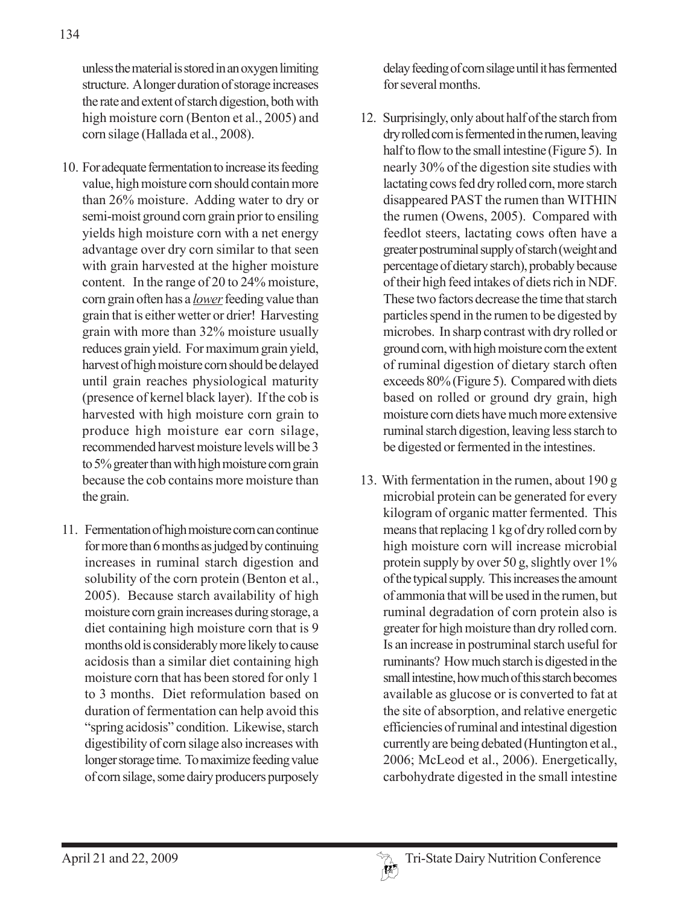unless the material is stored in an oxygen limiting structure. A longer duration of storage increases the rate and extent of starch digestion, both with high moisture corn (Benton et al., 2005) and corn silage (Hallada et al., 2008).

10. For adequate fermentation to increase its feeding value, high moisture corn should contain more than 26% moisture. Adding water to dry or semi-moist ground corn grain prior to ensiling yields high moisture corn with a net energy advantage over dry corn similar to that seen with grain harvested at the higher moisture content. In the range of 20 to 24% moisture, corn grain often has a *lower* feeding value than grain that is either wetter or drier! Harvesting grain with more than 32% moisture usually reduces grain yield. For maximum grain yield, harvest of high moisture corn should be delayed until grain reaches physiological maturity (presence of kernel black layer). If the cob is harvested with high moisture corn grain to produce high moisture ear corn silage, recommended harvest moisture levels will be 3 to 5% greater than with high moisture corn grain because the cob contains more moisture than the grain.

11. Fermentation of high moisture corn can continue for more than 6 months as judged by continuing increases in ruminal starch digestion and solubility of the corn protein (Benton et al., 2005). Because starch availability of high moisture corn grain increases during storage, a diet containing high moisture corn that is 9 months old is considerably more likely to cause acidosis than a similar diet containing high moisture corn that has been stored for only 1 to 3 months. Diet reformulation based on duration of fermentation can help avoid this "spring acidosis" condition. Likewise, starch digestibility of corn silage also increases with longer storage time. To maximize feeding value of corn silage, some dairy producers purposely delay feeding of corn silage until it has fermented for several months.

12. Surprisingly, only about half of the starch from dry rolled corn is fermented in the rumen, leaving half to flow to the small intestine (Figure 5). In nearly 30% of the digestion site studies with lactating cows fed dry rolled corn, more starch disappeared PAST the rumen than WITHIN the rumen (Owens, 2005). Compared with feedlot steers, lactating cows often have a greater postruminal supply of starch (weight and percentage of dietary starch), probably because of their high feed intakes of diets rich in NDF. These two factors decrease the time that starch particles spend in the rumen to be digested by microbes. In sharp contrast with dry rolled or ground corn, with high moisture corn the extent of ruminal digestion of dietary starch often exceeds 80% (Figure 5). Compared with diets based on rolled or ground dry grain, high moisture corn diets have much more extensive ruminal starch digestion, leaving less starch to be digested or fermented in the intestines.

13. With fermentation in the rumen, about 190 g microbial protein can be generated for every kilogram of organic matter fermented. This means that replacing 1 kg of dry rolled corn by high moisture corn will increase microbial protein supply by over 50 g, slightly over 1% of the typical supply. This increases the amount of ammonia that will be used in the rumen, but ruminal degradation of corn protein also is greater for high moisture than dry rolled corn. Is an increase in postruminal starch useful for ruminants? How much starch is digested in the small intestine, how much of this starch becomes available as glucose or is converted to fat at the site of absorption, and relative energetic efficiencies of ruminal and intestinal digestion currently are being debated (Huntington et al., 2006; McLeod et al., 2006). Energetically, carbohydrate digested in the small intestine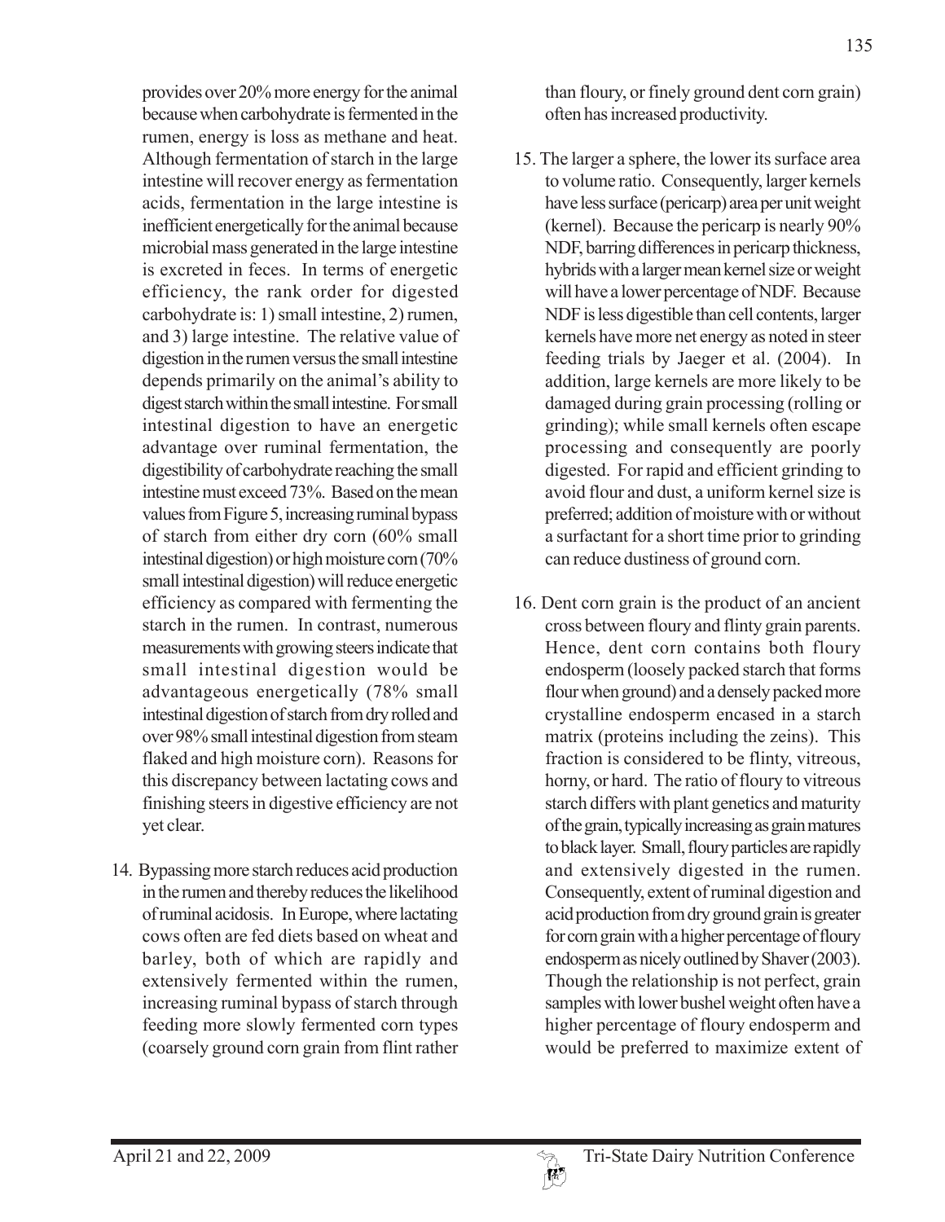provides over 20% more energy for the animal because when carbohydrate is fermented in the rumen, energy is loss as methane and heat. Although fermentation of starch in the large intestine will recover energy as fermentation acids, fermentation in the large intestine is inefficient energetically for the animal because microbial mass generated in the large intestine is excreted in feces. In terms of energetic efficiency, the rank order for digested carbohydrate is: 1) small intestine, 2) rumen, and 3) large intestine. The relative value of digestion in the rumen versus the small intestine depends primarily on the animal's ability to digest starch within the small intestine. For small intestinal digestion to have an energetic advantage over ruminal fermentation, the digestibility of carbohydrate reaching the small intestine must exceed 73%. Based on the mean values from Figure 5, increasing ruminal bypass of starch from either dry corn (60% small intestinal digestion) or high moisture corn (70% small intestinal digestion) will reduce energetic efficiency as compared with fermenting the starch in the rumen. In contrast, numerous measurements with growing steers indicate that small intestinal digestion would be advantageous energetically (78% small intestinal digestion of starch from dry rolled and over 98% small intestinal digestion from steam flaked and high moisture corn). Reasons for this discrepancy between lactating cows and finishing steers in digestive efficiency are not yet clear.

14. Bypassing more starch reduces acid production in the rumen and thereby reduces the likelihood of ruminal acidosis. In Europe, where lactating cows often are fed diets based on wheat and barley, both of which are rapidly and extensively fermented within the rumen, increasing ruminal bypass of starch through feeding more slowly fermented corn types (coarsely ground corn grain from flint rather than floury, or finely ground dent corn grain) often has increased productivity.

15. The larger a sphere, the lower its surface area to volume ratio. Consequently, larger kernels have less surface (pericarp) area per unit weight (kernel). Because the pericarp is nearly 90% NDF, barring differences in pericarp thickness, hybrids with a larger mean kernel size or weight will have a lower percentage of NDF. Because NDF is less digestible than cell contents, larger kernels have more net energy as noted in steer feeding trials by Jaeger et al. (2004). In addition, large kernels are more likely to be damaged during grain processing (rolling or grinding); while small kernels often escape processing and consequently are poorly digested. For rapid and efficient grinding to avoid flour and dust, a uniform kernel size is preferred; addition of moisture with or without a surfactant for a short time prior to grinding can reduce dustiness of ground corn.

16. Dent corn grain is the product of an ancient cross between floury and flinty grain parents. Hence, dent corn contains both floury endosperm (loosely packed starch that forms flour when ground) and a densely packed more crystalline endosperm encased in a starch matrix (proteins including the zeins). This fraction is considered to be flinty, vitreous, horny, or hard. The ratio of floury to vitreous starch differs with plant genetics and maturity of the grain, typically increasing as grain matures to black layer. Small, floury particles are rapidly and extensively digested in the rumen. Consequently, extent of ruminal digestion and acid production from dry ground grain is greater for corn grain with a higher percentage of floury endosperm as nicely outlined by Shaver (2003). Though the relationship is not perfect, grain samples with lower bushel weight often have a higher percentage of floury endosperm and would be preferred to maximize extent of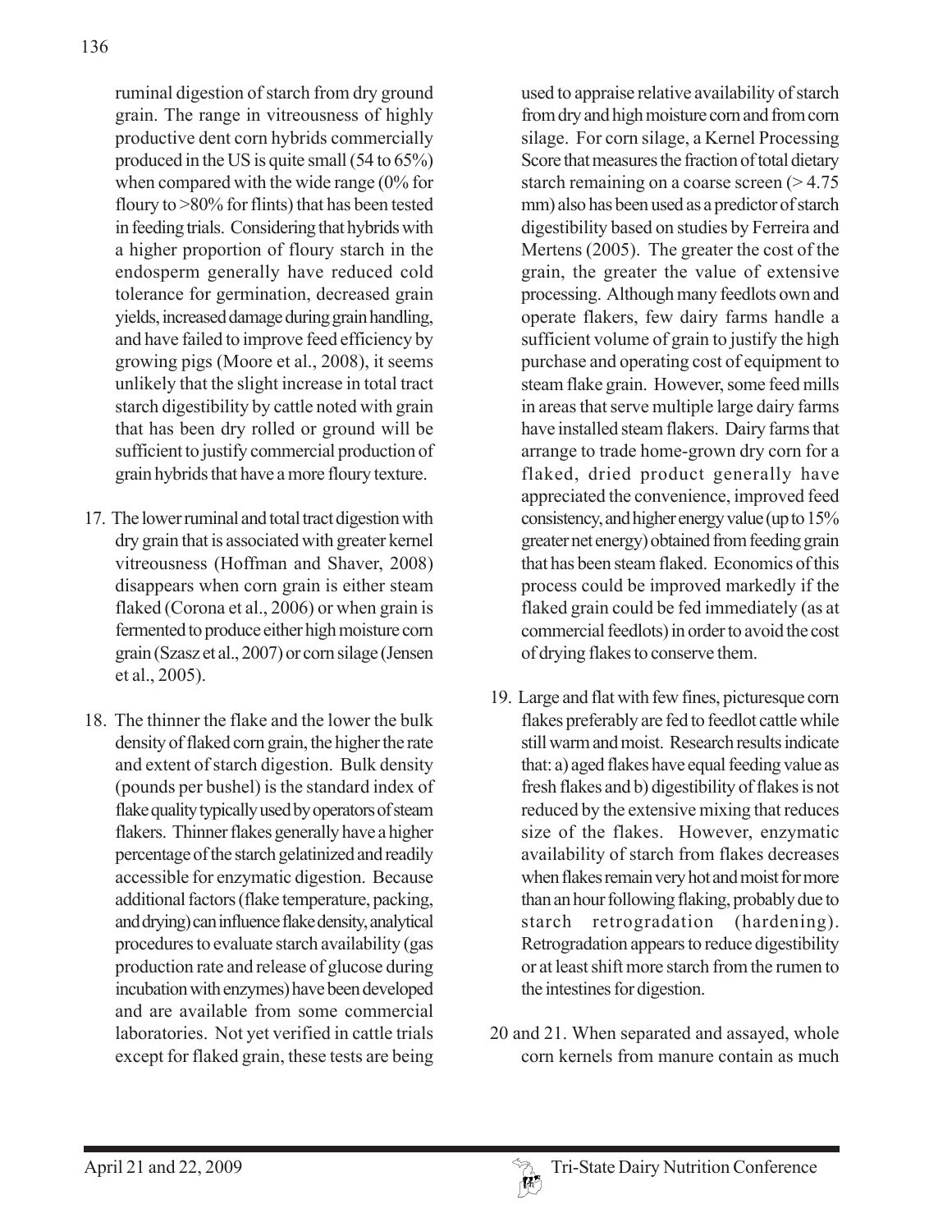ruminal digestion of starch from dry ground grain. The range in vitreousness of highly productive dent corn hybrids commercially produced in the US is quite small (54 to 65%) when compared with the wide range (0% for floury to >80% for flints) that has been tested in feeding trials. Considering that hybrids with a higher proportion of floury starch in the endosperm generally have reduced cold tolerance for germination, decreased grain yields, increased damage during grain handling, and have failed to improve feed efficiency by growing pigs (Moore et al., 2008), it seems unlikely that the slight increase in total tract starch digestibility by cattle noted with grain that has been dry rolled or ground will be sufficient to justify commercial production of grain hybrids that have a more floury texture.

17. The lower ruminal and total tract digestion with dry grain that is associated with greater kernel vitreousness (Hoffman and Shaver, 2008) disappears when corn grain is either steam flaked (Corona et al., 2006) or when grain is fermented to produce either high moisture corn grain (Szasz et al., 2007) or corn silage (Jensen et al., 2005).

18. The thinner the flake and the lower the bulk density of flaked corn grain, the higher the rate and extent of starch digestion. Bulk density (pounds per bushel) is the standard index of flake quality typically used by operators of steam flakers. Thinner flakes generally have a higher percentage of the starch gelatinized and readily accessible for enzymatic digestion. Because additional factors (flake temperature, packing, and drying) can influence flake density, analytical procedures to evaluate starch availability (gas production rate and release of glucose during incubation with enzymes) have been developed and are available from some commercial laboratories. Not yet verified in cattle trials except for flaked grain, these tests are being used to appraise relative availability of starch from dry and high moisture corn and from corn silage. For corn silage, a Kernel Processing Score that measures the fraction of total dietary starch remaining on a coarse screen (> 4.75 mm) also has been used as a predictor of starch digestibility based on studies by Ferreira and Mertens (2005). The greater the cost of the grain, the greater the value of extensive processing. Although many feedlots own and operate flakers, few dairy farms handle a sufficient volume of grain to justify the high purchase and operating cost of equipment to steam flake grain. However, some feed mills in areas that serve multiple large dairy farms have installed steam flakers. Dairy farms that arrange to trade home-grown dry corn for a flaked, dried product generally have appreciated the convenience, improved feed consistency, and higher energy value (up to 15% greater net energy) obtained from feeding grain that has been steam flaked. Economics of this process could be improved markedly if the flaked grain could be fed immediately (as at commercial feedlots) in order to avoid the cost of drying flakes to conserve them.

19. Large and flat with few fines, picturesque corn flakes preferably are fed to feedlot cattle while still warm and moist. Research results indicate that: a) aged flakes have equal feeding value as fresh flakes and b) digestibility of flakes is not reduced by the extensive mixing that reduces size of the flakes. However, enzymatic availability of starch from flakes decreases when flakes remain very hot and moist for more than an hour following flaking, probably due to starch retrogradation (hardening). Retrogradation appears to reduce digestibility or at least shift more starch from the rumen to the intestines for digestion.

20 and 21. When separated and assayed, whole corn kernels from manure contain as much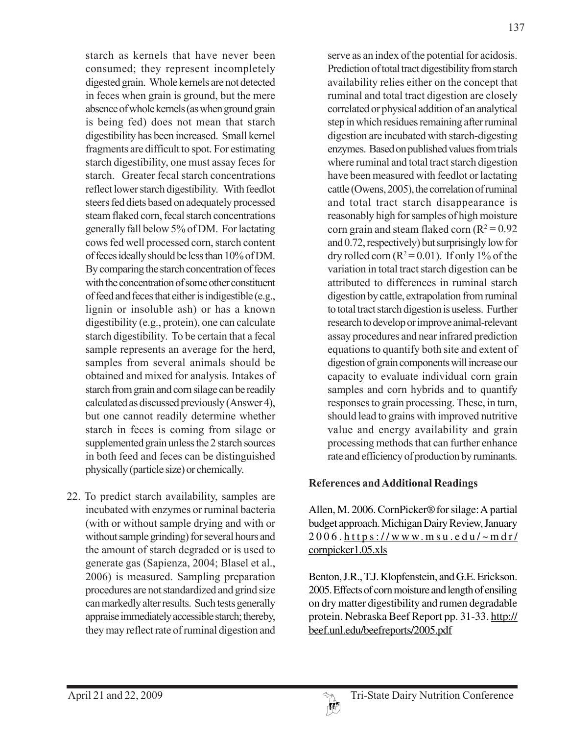starch as kernels that have never been consumed; they represent incompletely digested grain. Whole kernels are not detected in feces when grain is ground, but the mere absence of whole kernels (as when ground grain is being fed) does not mean that starch digestibility has been increased. Small kernel fragments are difficult to spot. For estimating starch digestibility, one must assay feces for starch. Greater fecal starch concentrations reflect lower starch digestibility. With feedlot steers fed diets based on adequately processed steam flaked corn, fecal starch concentrations generally fall below 5% of DM. For lactating cows fed well processed corn, starch content of feces ideally should be less than 10% of DM. By comparing the starch concentration of feces with the concentration of some other constituent of feed and feces that either is indigestible (e.g., lignin or insoluble ash) or has a known digestibility (e.g., protein), one can calculate starch digestibility. To be certain that a fecal sample represents an average for the herd, samples from several animals should be obtained and mixed for analysis. Intakes of starch from grain and corn silage can be readily calculated as discussed previously (Answer 4), but one cannot readily determine whether starch in feces is coming from silage or supplemented grain unless the 2 starch sources in both feed and feces can be distinguished physically (particle size) or chemically.

22. To predict starch availability, samples are incubated with enzymes or ruminal bacteria (with or without sample drying and with or without sample grinding) for several hours and the amount of starch degraded or is used to generate gas (Sapienza, 2004; Blasel et al., 2006) is measured. Sampling preparation procedures are not standardized and grind size can markedly alter results. Such tests generally appraise immediately accessible starch; thereby, they may reflect rate of ruminal digestion and serve as an index of the potential for acidosis. Prediction of total tract digestibility from starch availability relies either on the concept that ruminal and total tract digestion are closely correlated or physical addition of an analytical step in which residues remaining after ruminal digestion are incubated with starch-digesting enzymes. Based on published values from trials where ruminal and total tract starch digestion have been measured with feedlot or lactating cattle (Owens, 2005), the correlation of ruminal and total tract starch disappearance is reasonably high for samples of high moisture corn grain and steam flaked corn ($R^2 = 0.92$ and 0.72, respectively) but surprisingly low for dry rolled corn ($R^2 = 0.01$). If only 1% of the variation in total tract starch digestion can be attributed to differences in ruminal starch digestion by cattle, extrapolation from ruminal to total tract starch digestion is useless. Further research to develop or improve animal-relevant assay procedures and near infrared prediction equations to quantify both site and extent of digestion of grain components will increase our capacity to evaluate individual corn grain samples and corn hybrids and to quantify responses to grain processing. These, in turn, should lead to grains with improved nutritive value and energy availability and grain processing methods that can further enhance rate and efficiency of production by ruminants.

## References and Additional Readings

Allen, M. 2006. CornPicker® for silage: A partial budget approach. Michigan Dairy Review, January 2006. https://www.msu.edu/~mdr/cornpicker1.05.xls

Benton, J.R., T.J. Klopfenstein, and G.E. Erickson. 2005. Effects of corn moisture and length of ensiling on dry matter digestibility and rumen degradable protein. Nebraska Beef Report pp. 31-33. http://beef.unl.edu/beefreports/2005.pdf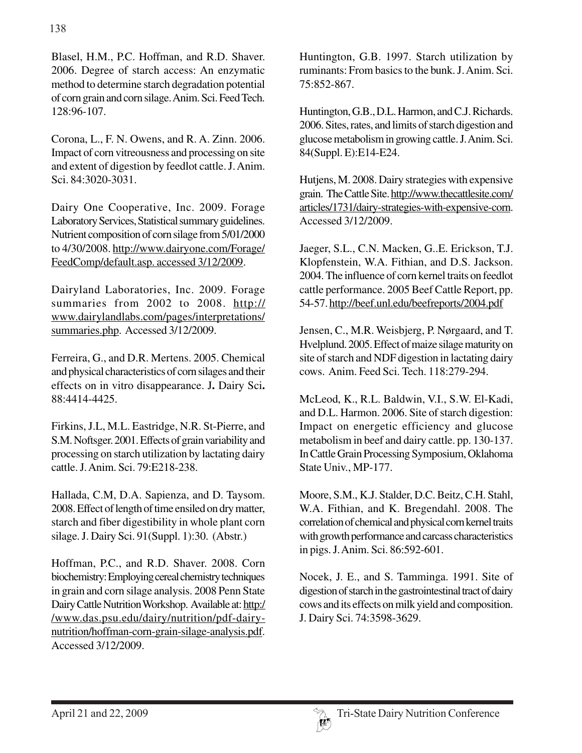Blasel, H.M., P.C. Hoffman, and R.D. Shaver. 2006. Degree of starch access: An enzymatic method to determine starch degradation potential of corn grain and corn silage. Anim. Sci. Feed Tech. 128:96-107.

Corona, L., F. N. Owens, and R. A. Zinn. 2006. Impact of corn vitreousness and processing on site and extent of digestion by feedlot cattle. J. Anim. Sci. 84:3020-3031.

Dairy One Cooperative, Inc. 2009. Forage Laboratory Services, Statistical summary guidelines. Nutrient composition of corn silage from 5/01/2000 to 4/30/2008. http://www.dairyone.com/Forage/FeedComp/default.asp. accessed 3/12/2009.

Dairyland Laboratories, Inc. 2009. Forage summaries from 2002 to 2008. http://www.dairylandlabs.com/pages/interpretations/summaries.php. Accessed 3/12/2009.

Ferreira, G., and D.R. Mertens. 2005. Chemical and physical characteristics of corn silages and their effects on in vitro disappearance. J**.** Dairy Sci**.** 88:4414-4425.

Firkins, J.L, M.L. Eastridge, N.R. St-Pierre, and S.M. Noftsger. 2001. Effects of grain variability and processing on starch utilization by lactating dairy cattle. J. Anim. Sci. 79:E218-238.

Hallada, C.M, D.A. Sapienza, and D. Taysom. 2008. Effect of length of time ensiled on dry matter, starch and fiber digestibility in whole plant corn silage. J. Dairy Sci. 91(Suppl. 1):30. (Abstr.)

Hoffman, P.C., and R.D. Shaver. 2008. Corn biochemistry: Employing cereal chemistry techniques in grain and corn silage analysis. 2008 Penn State Dairy Cattle Nutrition Workshop. Available at: http://www.das.psu.edu/dairy/nutrition/pdf-dairy-nutrition/hoffman-corn-grain-silage-analysis.pdf. Accessed 3/12/2009.

Huntington, G.B. 1997. Starch utilization by ruminants: From basics to the bunk. J. Anim. Sci. 75:852-867.

Huntington, G.B., D.L. Harmon, and C.J. Richards. 2006. Sites, rates, and limits of starch digestion and glucose metabolism in growing cattle. J. Anim. Sci. 84(Suppl. E):E14-E24.

Hutjens, M. 2008. Dairy strategies with expensive grain. The Cattle Site. http://www.thecattlesite.com/articles/1731/dairy-strategies-with-expensive-corn. Accessed 3/12/2009.

Jaeger, S.L., C.N. Macken, G..E. Erickson, T.J. Klopfenstein, W.A. Fithian, and D.S. Jackson. 2004. The influence of corn kernel traits on feedlot cattle performance. 2005 Beef Cattle Report, pp. 54-57. http://beef.unl.edu/beefreports/2004.pdf

Jensen, C., M.R. Weisbjerg, P. Nørgaard, and T. Hvelplund. 2005. Effect of maize silage maturity on site of starch and NDF digestion in lactating dairy cows. Anim. Feed Sci. Tech. 118:279-294.

McLeod, K., R.L. Baldwin, V.I., S.W. El-Kadi, and D.L. Harmon. 2006. Site of starch digestion: Impact on energetic efficiency and glucose metabolism in beef and dairy cattle. pp. 130-137. In Cattle Grain Processing Symposium, Oklahoma State Univ., MP-177.

Moore, S.M., K.J. Stalder, D.C. Beitz, C.H. Stahl, W.A. Fithian, and K. Bregendahl. 2008. The correlation of chemical and physical corn kernel traits with growth performance and carcass characteristics in pigs. J. Anim. Sci. 86:592-601.

Nocek, J. E., and S. Tamminga. 1991. Site of digestion of starch in the gastrointestinal tract of dairy cows and its effects on milk yield and composition. J. Dairy Sci. 74:3598-3629.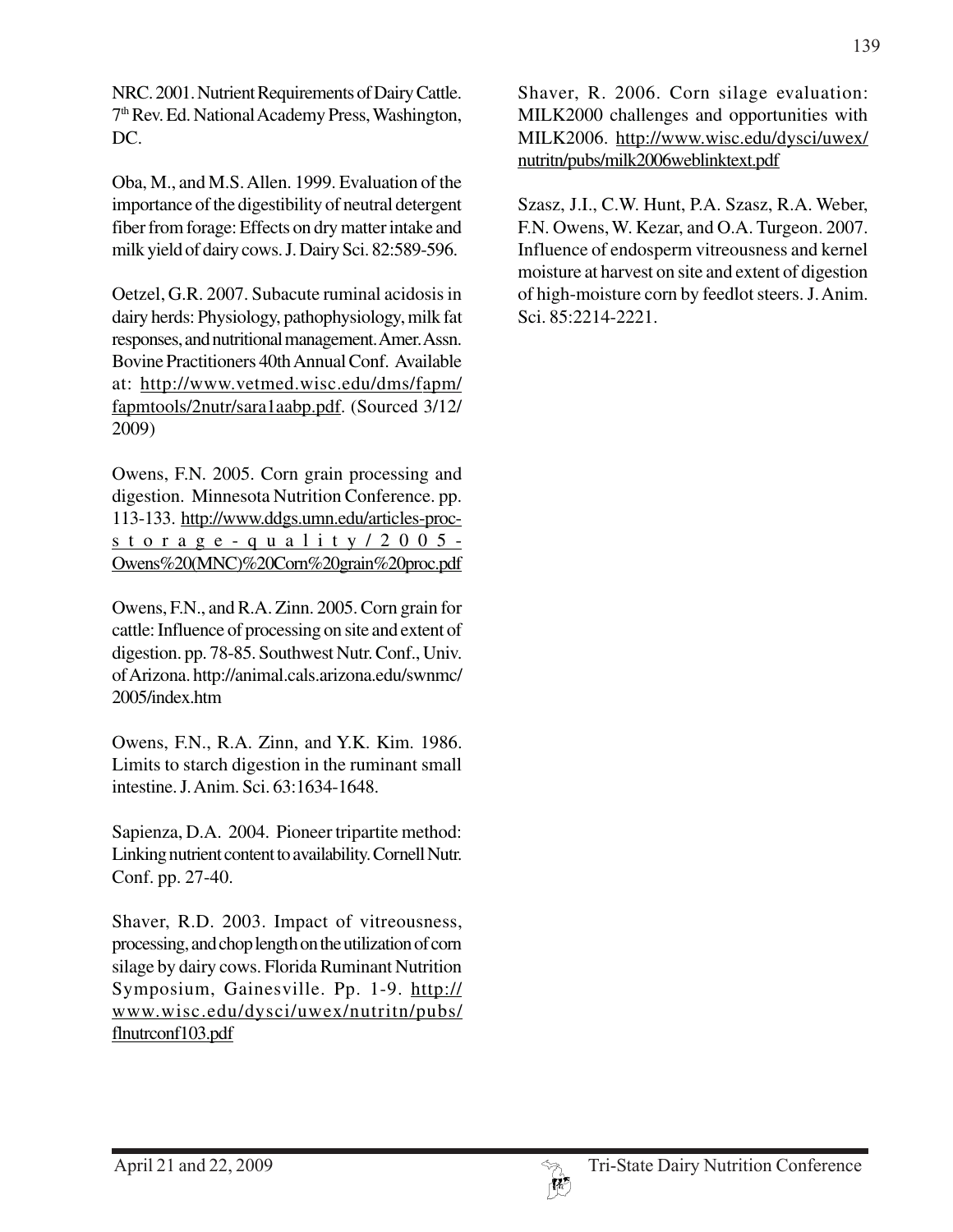NRC. 2001. Nutrient Requirements of Dairy Cattle. 7th Rev. Ed. National Academy Press, Washington, DC.

Oba, M., and M.S. Allen. 1999. Evaluation of the importance of the digestibility of neutral detergent fiber from forage: Effects on dry matter intake and milk yield of dairy cows. J. Dairy Sci. 82:589-596.

Oetzel, G.R. 2007. Subacute ruminal acidosis in dairy herds: Physiology, pathophysiology, milk fat responses, and nutritional management. Amer. Assn. Bovine Practitioners 40th Annual Conf. Available at: http://www.vetmed.wisc.edu/dms/fapm/fapmtools/2nutr/sara1aabp.pdf. (Sourced 3/12/2009)

Owens, F.N. 2005. Corn grain processing and digestion. Minnesota Nutrition Conference. pp. 113-133. http://www.ddgs.umn.edu/articles-proc-storage-quality/2005-Owens%20(MNC)%20Corn%20grain%20proc.pdf

Owens, F.N., and R.A. Zinn. 2005. Corn grain for cattle: Influence of processing on site and extent of digestion. pp. 78-85. Southwest Nutr. Conf., Univ. of Arizona. http://animal.cals.arizona.edu/swnmc/2005/index.htm

Owens, F.N., R.A. Zinn, and Y.K. Kim. 1986. Limits to starch digestion in the ruminant small intestine. J. Anim. Sci. 63:1634-1648.

Sapienza, D.A. 2004. Pioneer tripartite method: Linking nutrient content to availability. Cornell Nutr. Conf. pp. 27-40.

Shaver, R.D. 2003. Impact of vitreousness, processing, and chop length on the utilization of corn silage by dairy cows. Florida Ruminant Nutrition Symposium, Gainesville. Pp. 1-9. http://www.wisc.edu/dysci/uwex/nutritn/pubs/flnutrconf103.pdf

Shaver, R. 2006. Corn silage evaluation: MILK2000 challenges and opportunities with MILK2006. http://www.wisc.edu/dysci/uwex/nutritn/pubs/milk2006weblinktext.pdf

Szasz, J.I., C.W. Hunt, P.A. Szasz, R.A. Weber, F.N. Owens, W. Kezar, and O.A. Turgeon. 2007. Influence of endosperm vitreousness and kernel moisture at harvest on site and extent of digestion of high-moisture corn by feedlot steers. J. Anim. Sci. 85:2214-2221.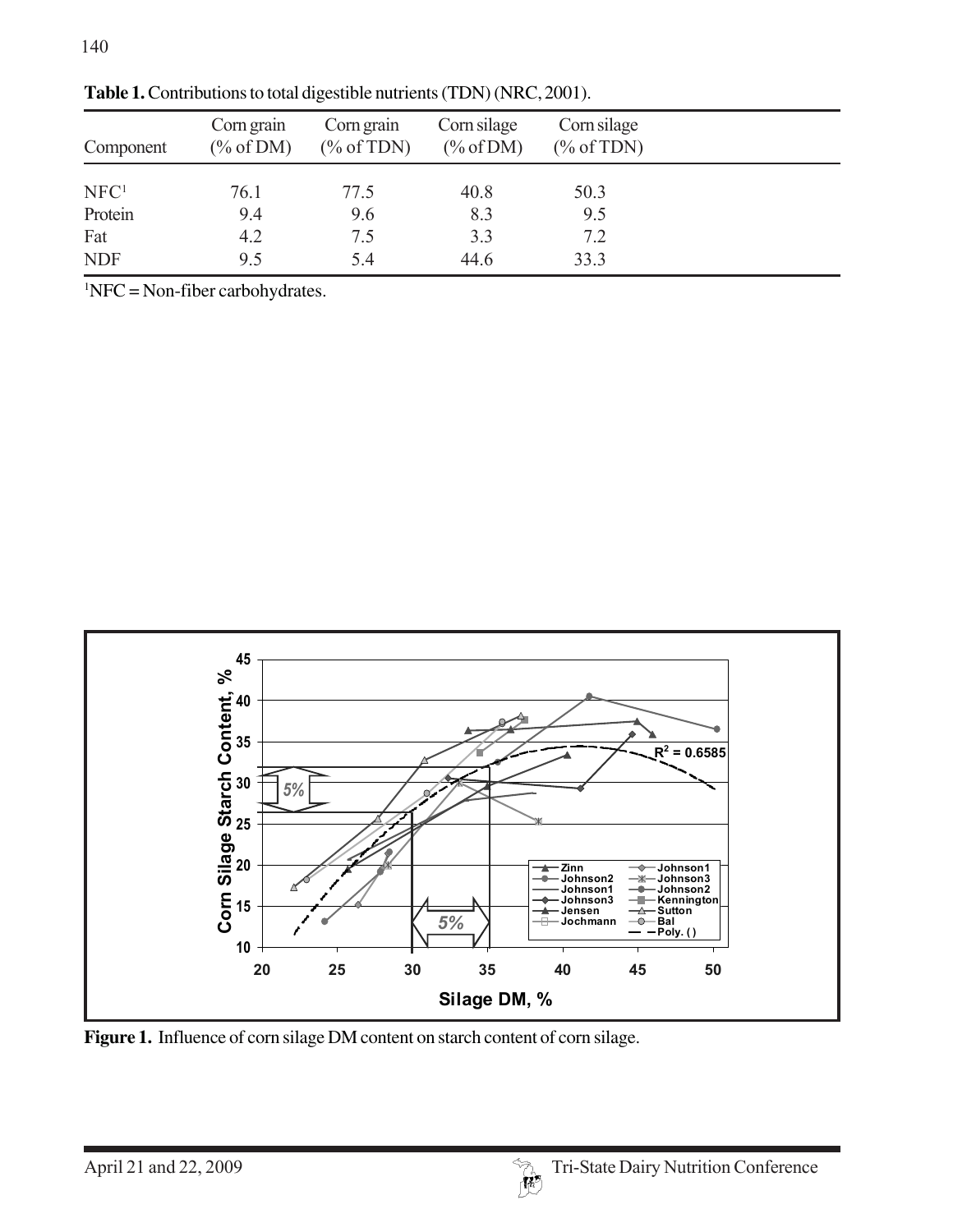**Table 1.** Contributions to total digestible nutrients (TDN) (NRC, 2001).

| Component | Corn grain (% of DM) | Corn grain (% of TDN) | Corn silage (% of DM) | Corn silage (% of TDN) |
|---|---|---|---|---|
| NFC[1] | 76.1 | 77.5 | 40.8 | 50.3 |
| Protein | 9.4 | 9.6 | 8.3 | 9.5 |
| Fat | 4.2 | 7.5 | 3.3 | 7.2 |
| NDF | 9.5 | 5.4 | 44.6 | 33.3 |

[1]NFC = Non-fiber carbohydrates.

**Figure 1.** Influence of corn silage DM content on starch content of corn silage.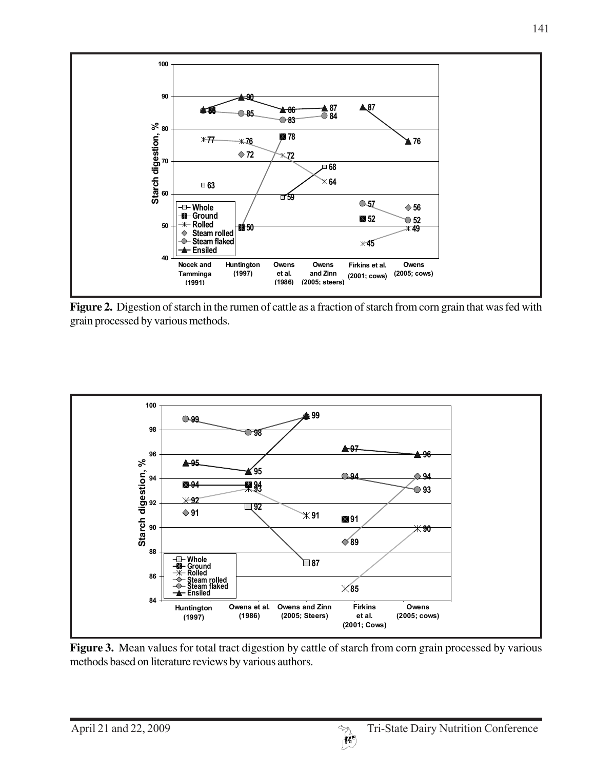**Figure 2.** Digestion of starch in the rumen of cattle as a fraction of starch from corn grain that was fed with grain processed by various methods.

**Figure 3.** Mean values for total tract digestion by cattle of starch from corn grain processed by various methods based on literature reviews by various authors.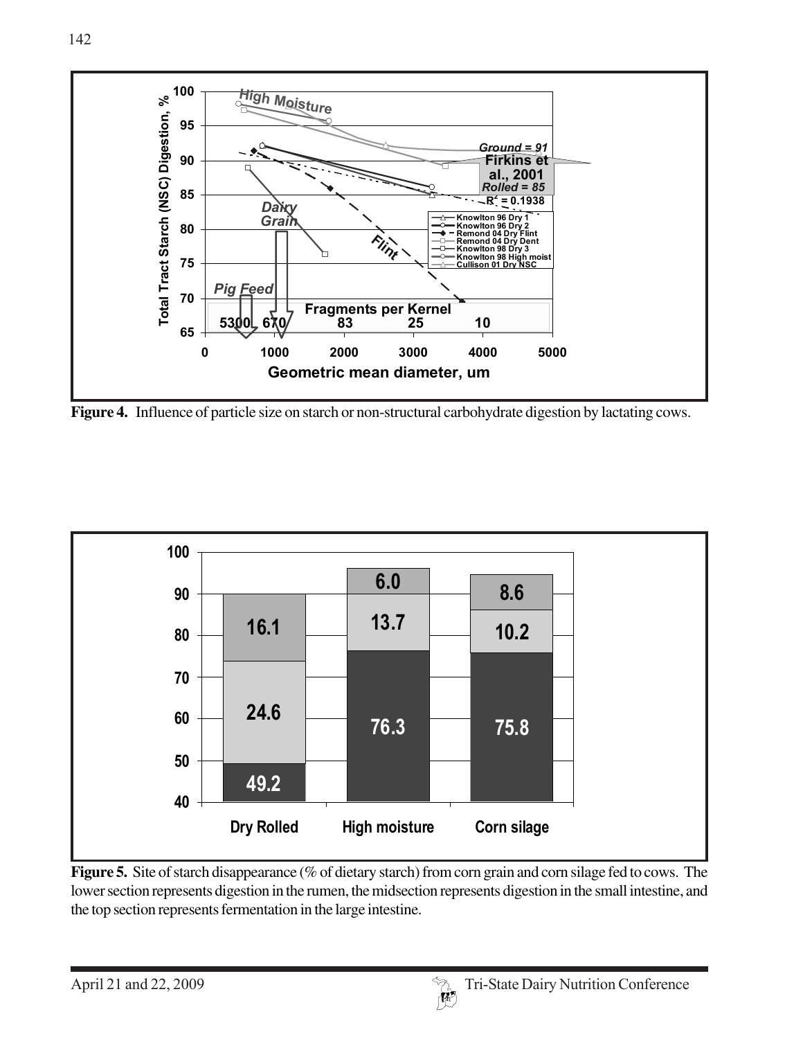Total Tract Starch (NSC) Digestion, %

100
95
90
85
80
75
70
65

High Moisture

Ground = 91
Firkins et al., 2001
Rolled = 85
$R^2$ = 0.1938

Dairy Grain

Flint

Pig Feed

Knowlton 96 Dry 1
Knowlton 96 Dry 2
Remond 04 Dry Flint
Remond 04 Dry Dent
Knowlton 98 Dry 3
Knowlton 98 High moist
Cullison 01 Dry NSC

Fragments per Kernel
5300 670 83 25 10

0 1000 2000 3000 4000 5000

Geometric mean diameter, um

**Figure 4.** Influence of particle size on starch or non-structural carbohydrate digestion by lactating cows.

100
90
80
70
60
50
40

Dry Rolled: 49.2, 24.6, 16.1
High moisture: 76.3, 13.7, 6.0
Corn silage: 75.8, 10.2, 8.6

**Figure 5.** Site of starch disappearance (% of dietary starch) from corn grain and corn silage fed to cows. The lower section represents digestion in the rumen, the midsection represents digestion in the small intestine, and the top section represents fermentation in the large intestine.